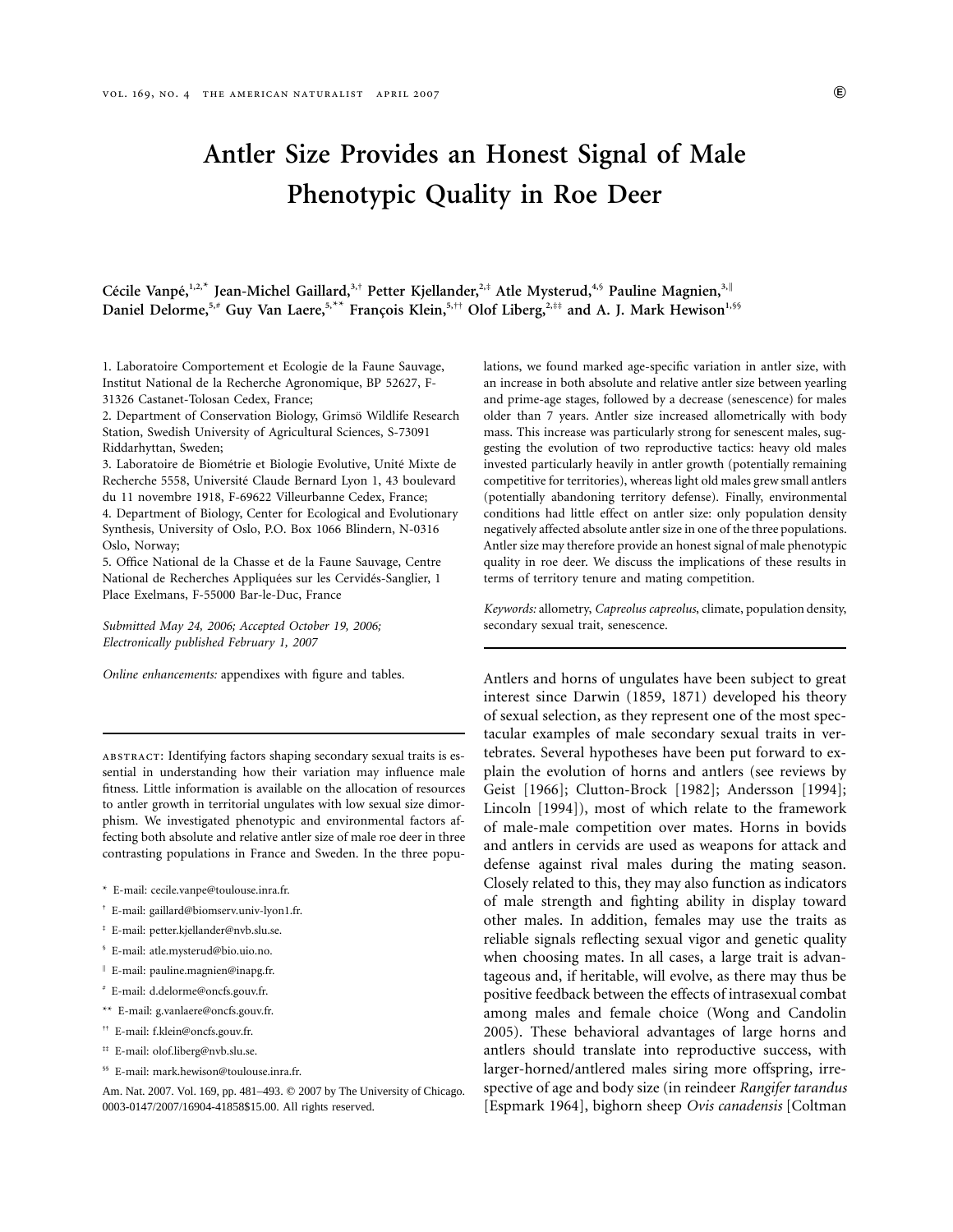# Antler Size Provides an Honest Signal of Male Phenotypic Quality in Roe Deer

**Cécile Vanpé,[1,2,*] Jean-Michel Gaillard,[3,†] Petter Kjellander,[2,‡] Atle Mysterud,[4,§] Pauline Magnien,[3,‖] Daniel Delorme,[5,#] Guy Van Laere,[5,**] François Klein,[5,††] Olof Liberg,[2,‡‡] and A. J. Mark Hewison[1,§§]**

1. Laboratoire Comportement et Ecologie de la Faune Sauvage, Institut National de la Recherche Agronomique, BP 52627, F-31326 Castanet-Tolosan Cedex, France;
2. Department of Conservation Biology, Grimsö Wildlife Research Station, Swedish University of Agricultural Sciences, S-73091 Riddarhyttan, Sweden;
3. Laboratoire de Biométrie et Biologie Evolutive, Unité Mixte de Recherche 5558, Université Claude Bernard Lyon 1, 43 boulevard du 11 novembre 1918, F-69622 Villeurbanne Cedex, France;
4. Department of Biology, Center for Ecological and Evolutionary Synthesis, University of Oslo, P.O. Box 1066 Blindern, N-0316 Oslo, Norway;
5. Office National de la Chasse et de la Faune Sauvage, Centre National de Recherches Appliquées sur les Cervidés-Sanglier, 1 Place Exelmans, F-55000 Bar-le-Duc, France

*Submitted May 24, 2006; Accepted October 19, 2006; Electronically published February 1, 2007*

*Online enhancements:* appendixes with figure and tables.

abstract: Identifying factors shaping secondary sexual traits is essential in understanding how their variation may influence male fitness. Little information is available on the allocation of resources to antler growth in territorial ungulates with low sexual size dimorphism. We investigated phenotypic and environmental factors affecting both absolute and relative antler size of male roe deer in three contrasting populations in France and Sweden. In the three populations, we found marked age-specific variation in antler size, with an increase in both absolute and relative antler size between yearling and prime-age stages, followed by a decrease (senescence) for males older than 7 years. Antler size increased allometrically with body mass. This increase was particularly strong for senescent males, suggesting the evolution of two reproductive tactics: heavy old males invested particularly heavily in antler growth (potentially remaining competitive for territories), whereas light old males grew small antlers (potentially abandoning territory defense). Finally, environmental conditions had little effect on antler size: only population density negatively affected absolute antler size in one of the three populations. Antler size may therefore provide an honest signal of male phenotypic quality in roe deer. We discuss the implications of these results in terms of territory tenure and mating competition.

*Keywords:* allometry, *Capreolus capreolus*, climate, population density, secondary sexual trait, senescence.

\* E-mail: cecile.vanpe@toulouse.inra.fr.
† E-mail: gaillard@biomserv.univ-lyon1.fr.
‡ E-mail: petter.kjellander@nvb.slu.se.
§ E-mail: atle.mysterud@bio.uio.no.
‖ E-mail: pauline.magnien@inapg.fr.
\# E-mail: d.delorme@oncfs.gouv.fr.
\** E-mail: g.vanlaere@oncfs.gouv.fr.
†† E-mail: f.klein@oncfs.gouv.fr.
‡‡ E-mail: olof.liberg@nvb.slu.se.
§§ E-mail: mark.hewison@toulouse.inra.fr.

Am. Nat. 2007. Vol. 169, pp. 481–493. © 2007 by The University of Chicago. 0003-0147/2007/16904-41858$15.00. All rights reserved.

Antlers and horns of ungulates have been subject to great interest since Darwin (1859, 1871) developed his theory of sexual selection, as they represent one of the most spectacular examples of male secondary sexual traits in vertebrates. Several hypotheses have been put forward to explain the evolution of horns and antlers (see reviews by Geist [1966]; Clutton-Brock [1982]; Andersson [1994]; Lincoln [1994]), most of which relate to the framework of male-male competition over mates. Horns in bovids and antlers in cervids are used as weapons for attack and defense against rival males during the mating season. Closely related to this, they may also function as indicators of male strength and fighting ability in display toward other males. In addition, females may use the traits as reliable signals reflecting sexual vigor and genetic quality when choosing mates. In all cases, a large trait is advantageous and, if heritable, will evolve, as there may thus be positive feedback between the effects of intrasexual combat among males and female choice (Wong and Candolin 2005). These behavioral advantages of large horns and antlers should translate into reproductive success, with larger-horned/antlered males siring more offspring, irrespective of age and body size (in reindeer *Rangifer tarandus* [Espmark 1964], bighorn sheep *Ovis canadensis* [Coltman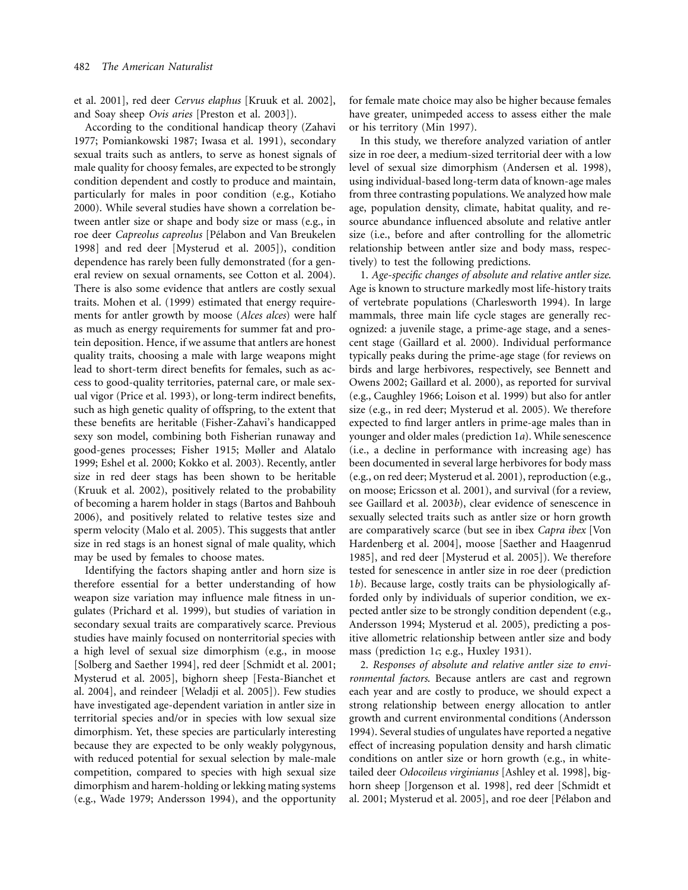et al. 2001], red deer *Cervus elaphus* [Kruuk et al. 2002], and Soay sheep *Ovis aries* [Preston et al. 2003]).

According to the conditional handicap theory (Zahavi 1977; Pomiankowski 1987; Iwasa et al. 1991), secondary sexual traits such as antlers, to serve as honest signals of male quality for choosy females, are expected to be strongly condition dependent and costly to produce and maintain, particularly for males in poor condition (e.g., Kotiaho 2000). While several studies have shown a correlation between antler size or shape and body size or mass (e.g., in roe deer *Capreolus capreolus* [Pélabon and Van Breukelen 1998] and red deer [Mysterud et al. 2005]), condition dependence has rarely been fully demonstrated (for a general review on sexual ornaments, see Cotton et al. 2004). There is also some evidence that antlers are costly sexual traits. Mohen et al. (1999) estimated that energy requirements for antler growth by moose (*Alces alces*) were half as much as energy requirements for summer fat and protein deposition. Hence, if we assume that antlers are honest quality traits, choosing a male with large weapons might lead to short-term direct benefits for females, such as access to good-quality territories, paternal care, or male sexual vigor (Price et al. 1993), or long-term indirect benefits, such as high genetic quality of offspring, to the extent that these benefits are heritable (Fisher-Zahavi's handicapped sexy son model, combining both Fisherian runaway and good-genes processes; Fisher 1915; Møller and Alatalo 1999; Eshel et al. 2000; Kokko et al. 2003). Recently, antler size in red deer stags has been shown to be heritable (Kruuk et al. 2002), positively related to the probability of becoming a harem holder in stags (Bartos and Bahbouh 2006), and positively related to relative testes size and sperm velocity (Malo et al. 2005). This suggests that antler size in red stags is an honest signal of male quality, which may be used by females to choose mates.

Identifying the factors shaping antler and horn size is therefore essential for a better understanding of how weapon size variation may influence male fitness in ungulates (Prichard et al. 1999), but studies of variation in secondary sexual traits are comparatively scarce. Previous studies have mainly focused on nonterritorial species with a high level of sexual size dimorphism (e.g., in moose [Solberg and Saether 1994], red deer [Schmidt et al. 2001; Mysterud et al. 2005], bighorn sheep [Festa-Bianchet et al. 2004], and reindeer [Weladji et al. 2005]). Few studies have investigated age-dependent variation in antler size in territorial species and/or in species with low sexual size dimorphism. Yet, these species are particularly interesting because they are expected to be only weakly polygynous, with reduced potential for sexual selection by male-male competition, compared to species with high sexual size dimorphism and harem-holding or lekking mating systems (e.g., Wade 1979; Andersson 1994), and the opportunity for female mate choice may also be higher because females have greater, unimpeded access to assess either the male or his territory (Min 1997).

In this study, we therefore analyzed variation of antler size in roe deer, a medium-sized territorial deer with a low level of sexual size dimorphism (Andersen et al. 1998), using individual-based long-term data of known-age males from three contrasting populations. We analyzed how male age, population density, climate, habitat quality, and resource abundance influenced absolute and relative antler size (i.e., before and after controlling for the allometric relationship between antler size and body mass, respectively) to test the following predictions.

1. *Age-specific changes of absolute and relative antler size.* Age is known to structure markedly most life-history traits of vertebrate populations (Charlesworth 1994). In large mammals, three main life cycle stages are generally recognized: a juvenile stage, a prime-age stage, and a senescent stage (Gaillard et al. 2000). Individual performance typically peaks during the prime-age stage (for reviews on birds and large herbivores, respectively, see Bennett and Owens 2002; Gaillard et al. 2000), as reported for survival (e.g., Caughley 1966; Loison et al. 1999) but also for antler size (e.g., in red deer; Mysterud et al. 2005). We therefore expected to find larger antlers in prime-age males than in younger and older males (prediction 1*a*). While senescence (i.e., a decline in performance with increasing age) has been documented in several large herbivores for body mass (e.g., on red deer; Mysterud et al. 2001), reproduction (e.g., on moose; Ericsson et al. 2001), and survival (for a review, see Gaillard et al. 2003*b*), clear evidence of senescence in sexually selected traits such as antler size or horn growth are comparatively scarce (but see in ibex *Capra ibex* [Von Hardenberg et al. 2004], moose [Saether and Haagenrud 1985], and red deer [Mysterud et al. 2005]). We therefore tested for senescence in antler size in roe deer (prediction 1*b*). Because large, costly traits can be physiologically afforded only by individuals of superior condition, we expected antler size to be strongly condition dependent (e.g., Andersson 1994; Mysterud et al. 2005), predicting a positive allometric relationship between antler size and body mass (prediction 1*c*; e.g., Huxley 1931).

2. *Responses of absolute and relative antler size to environmental factors.* Because antlers are cast and regrown each year and are costly to produce, we should expect a strong relationship between energy allocation to antler growth and current environmental conditions (Andersson 1994). Several studies of ungulates have reported a negative effect of increasing population density and harsh climatic conditions on antler size or horn growth (e.g., in white-tailed deer *Odocoileus virginianus* [Ashley et al. 1998], bighorn sheep [Jorgenson et al. 1998], red deer [Schmidt et al. 2001; Mysterud et al. 2005], and roe deer [Pélabon and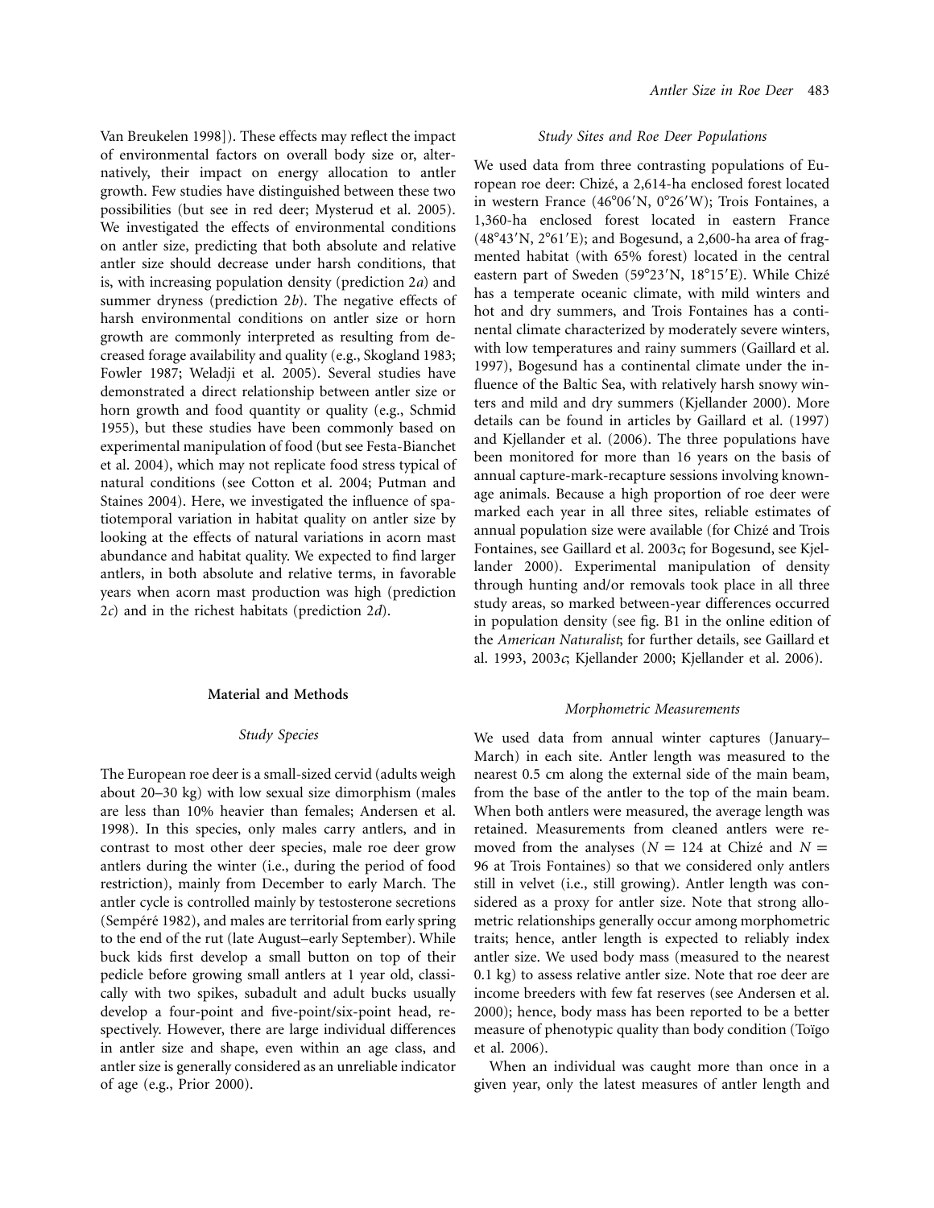Van Breukelen 1998]). These effects may reflect the impact of environmental factors on overall body size or, alternatively, their impact on energy allocation to antler growth. Few studies have distinguished between these two possibilities (but see in red deer; Mysterud et al. 2005). We investigated the effects of environmental conditions on antler size, predicting that both absolute and relative antler size should decrease under harsh conditions, that is, with increasing population density (prediction 2*a*) and summer dryness (prediction 2*b*). The negative effects of harsh environmental conditions on antler size or horn growth are commonly interpreted as resulting from decreased forage availability and quality (e.g., Skogland 1983; Fowler 1987; Weladji et al. 2005). Several studies have demonstrated a direct relationship between antler size or horn growth and food quantity or quality (e.g., Schmid 1955), but these studies have been commonly based on experimental manipulation of food (but see Festa-Bianchet et al. 2004), which may not replicate food stress typical of natural conditions (see Cotton et al. 2004; Putman and Staines 2004). Here, we investigated the influence of spatiotemporal variation in habitat quality on antler size by looking at the effects of natural variations in acorn mast abundance and habitat quality. We expected to find larger antlers, in both absolute and relative terms, in favorable years when acorn mast production was high (prediction 2*c*) and in the richest habitats (prediction 2*d*).

## Material and Methods

### Study Species

The European roe deer is a small-sized cervid (adults weigh about 20–30 kg) with low sexual size dimorphism (males are less than 10% heavier than females; Andersen et al. 1998). In this species, only males carry antlers, and in contrast to most other deer species, male roe deer grow antlers during the winter (i.e., during the period of food restriction), mainly from December to early March. The antler cycle is controlled mainly by testosterone secretions (Sempéré 1982), and males are territorial from early spring to the end of the rut (late August–early September). While buck kids first develop a small button on top of their pedicle before growing small antlers at 1 year old, classically with two spikes, subadult and adult bucks usually develop a four-point and five-point/six-point head, respectively. However, there are large individual differences in antler size and shape, even within an age class, and antler size is generally considered as an unreliable indicator of age (e.g., Prior 2000).

### Study Sites and Roe Deer Populations

We used data from three contrasting populations of European roe deer: Chizé, a 2,614-ha enclosed forest located in western France (46°06′N, 0°26′W); Trois Fontaines, a 1,360-ha enclosed forest located in eastern France (48°43′N, 2°61′E); and Bogesund, a 2,600-ha area of fragmented habitat (with 65% forest) located in the central eastern part of Sweden (59°23′N, 18°15′E). While Chizé has a temperate oceanic climate, with mild winters and hot and dry summers, and Trois Fontaines has a continental climate characterized by moderately severe winters, with low temperatures and rainy summers (Gaillard et al. 1997), Bogesund has a continental climate under the influence of the Baltic Sea, with relatively harsh snowy winters and mild and dry summers (Kjellander 2000). More details can be found in articles by Gaillard et al. (1997) and Kjellander et al. (2006). The three populations have been monitored for more than 16 years on the basis of annual capture-mark-recapture sessions involving known-age animals. Because a high proportion of roe deer were marked each year in all three sites, reliable estimates of annual population size were available (for Chizé and Trois Fontaines, see Gaillard et al. 2003*c*; for Bogesund, see Kjellander 2000). Experimental manipulation of density through hunting and/or removals took place in all three study areas, so marked between-year differences occurred in population density (see fig. B1 in the online edition of the *American Naturalist*; for further details, see Gaillard et al. 1993, 2003*c*; Kjellander 2000; Kjellander et al. 2006).

### Morphometric Measurements

We used data from annual winter captures (January–March) in each site. Antler length was measured to the nearest 0.5 cm along the external side of the main beam, from the base of the antler to the top of the main beam. When both antlers were measured, the average length was retained. Measurements from cleaned antlers were removed from the analyses ($N = 124$ at Chizé and $N = 96$ at Trois Fontaines) so that we considered only antlers still in velvet (i.e., still growing). Antler length was considered as a proxy for antler size. Note that strong allometric relationships generally occur among morphometric traits; hence, antler length is expected to reliably index antler size. We used body mass (measured to the nearest 0.1 kg) to assess relative antler size. Note that roe deer are income breeders with few fat reserves (see Andersen et al. 2000); hence, body mass has been reported to be a better measure of phenotypic quality than body condition (Toïgo et al. 2006).

When an individual was caught more than once in a given year, only the latest measures of antler length and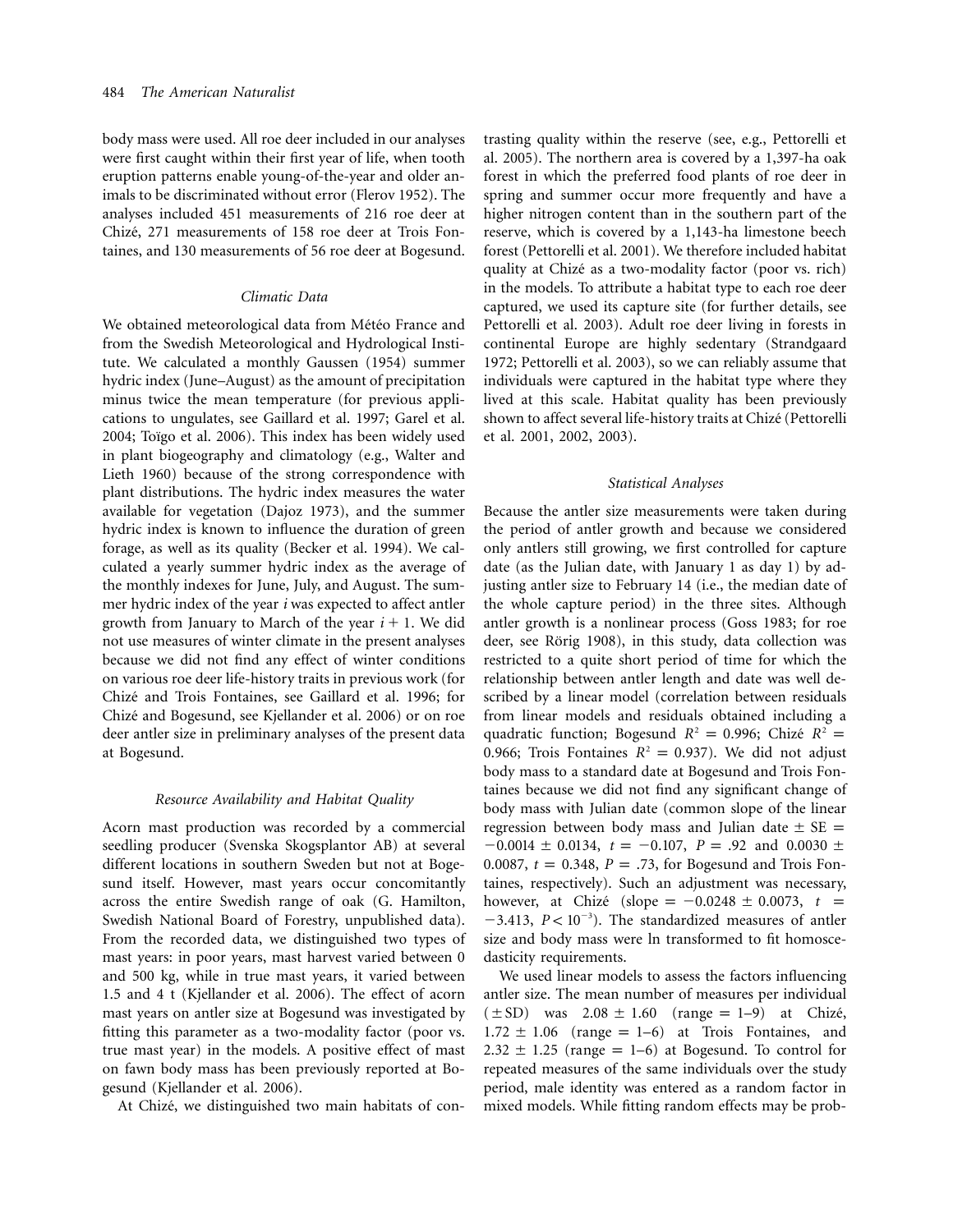body mass were used. All roe deer included in our analyses were first caught within their first year of life, when tooth eruption patterns enable young-of-the-year and older animals to be discriminated without error (Flerov 1952). The analyses included 451 measurements of 216 roe deer at Chizé, 271 measurements of 158 roe deer at Trois Fontaines, and 130 measurements of 56 roe deer at Bogesund.

### *Climatic Data*

We obtained meteorological data from Météo France and from the Swedish Meteorological and Hydrological Institute. We calculated a monthly Gaussen (1954) summer hydric index (June–August) as the amount of precipitation minus twice the mean temperature (for previous applications to ungulates, see Gaillard et al. 1997; Garel et al. 2004; Toïgo et al. 2006). This index has been widely used in plant biogeography and climatology (e.g., Walter and Lieth 1960) because of the strong correspondence with plant distributions. The hydric index measures the water available for vegetation (Dajoz 1973), and the summer hydric index is known to influence the duration of green forage, as well as its quality (Becker et al. 1994). We calculated a yearly summer hydric index as the average of the monthly indexes for June, July, and August. The summer hydric index of the year $i$ was expected to affect antler growth from January to March of the year $i + 1$. We did not use measures of winter climate in the present analyses because we did not find any effect of winter conditions on various roe deer life-history traits in previous work (for Chizé and Trois Fontaines, see Gaillard et al. 1996; for Chizé and Bogesund, see Kjellander et al. 2006) or on roe deer antler size in preliminary analyses of the present data at Bogesund.

### *Resource Availability and Habitat Quality*

Acorn mast production was recorded by a commercial seedling producer (Svenska Skogsplantor AB) at several different locations in southern Sweden but not at Bogesund itself. However, mast years occur concomitantly across the entire Swedish range of oak (G. Hamilton, Swedish National Board of Forestry, unpublished data). From the recorded data, we distinguished two types of mast years: in poor years, mast harvest varied between 0 and 500 kg, while in true mast years, it varied between 1.5 and 4 t (Kjellander et al. 2006). The effect of acorn mast years on antler size at Bogesund was investigated by fitting this parameter as a two-modality factor (poor vs. true mast year) in the models. A positive effect of mast on fawn body mass has been previously reported at Bogesund (Kjellander et al. 2006).

At Chizé, we distinguished two main habitats of contrasting quality within the reserve (see, e.g., Pettorelli et al. 2005). The northern area is covered by a 1,397-ha oak forest in which the preferred food plants of roe deer in spring and summer occur more frequently and have a higher nitrogen content than in the southern part of the reserve, which is covered by a 1,143-ha limestone beech forest (Pettorelli et al. 2001). We therefore included habitat quality at Chizé as a two-modality factor (poor vs. rich) in the models. To attribute a habitat type to each roe deer captured, we used its capture site (for further details, see Pettorelli et al. 2003). Adult roe deer living in forests in continental Europe are highly sedentary (Strandgaard 1972; Pettorelli et al. 2003), so we can reliably assume that individuals were captured in the habitat type where they lived at this scale. Habitat quality has been previously shown to affect several life-history traits at Chizé (Pettorelli et al. 2001, 2002, 2003).

### *Statistical Analyses*

Because the antler size measurements were taken during the period of antler growth and because we considered only antlers still growing, we first controlled for capture date (as the Julian date, with January 1 as day 1) by adjusting antler size to February 14 (i.e., the median date of the whole capture period) in the three sites. Although antler growth is a nonlinear process (Goss 1983; for roe deer, see Rörig 1908), in this study, data collection was restricted to a quite short period of time for which the relationship between antler length and date was well described by a linear model (correlation between residuals from linear models and residuals obtained including a quadratic function; Bogesund $R^2 = 0.996$; Chizé $R^2 = 0.966$; Trois Fontaines $R^2 = 0.937$). We did not adjust body mass to a standard date at Bogesund and Trois Fontaines because we did not find any significant change of body mass with Julian date (common slope of the linear regression between body mass and Julian date $\pm$ SE $= -0.0014 \pm 0.0134$, $t = -0.107$, $P = .92$ and $0.0030 \pm 0.0087$, $t = 0.348$, $P = .73$, for Bogesund and Trois Fontaines, respectively). Such an adjustment was necessary, however, at Chizé (slope $= -0.0248 \pm 0.0073$, $t = -3.413$, $P < 10^{-3}$). The standardized measures of antler size and body mass were ln transformed to fit homoscedasticity requirements.

We used linear models to assess the factors influencing antler size. The mean number of measures per individual ($\pm$SD) was $2.08 \pm 1.60$ (range = 1–9) at Chizé, $1.72 \pm 1.06$ (range = 1–6) at Trois Fontaines, and $2.32 \pm 1.25$ (range = 1–6) at Bogesund. To control for repeated measures of the same individuals over the study period, male identity was entered as a random factor in mixed models. While fitting random effects may be prob-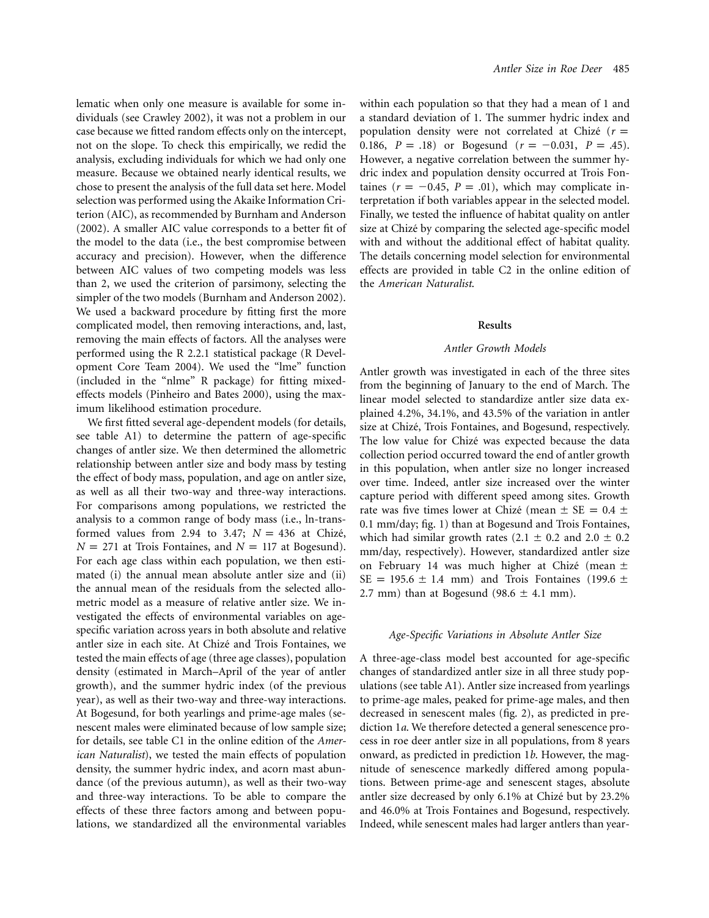lematic when only one measure is available for some individuals (see Crawley 2002), it was not a problem in our case because we fitted random effects only on the intercept, not on the slope. To check this empirically, we redid the analysis, excluding individuals for which we had only one measure. Because we obtained nearly identical results, we chose to present the analysis of the full data set here. Model selection was performed using the Akaike Information Criterion (AIC), as recommended by Burnham and Anderson (2002). A smaller AIC value corresponds to a better fit of the model to the data (i.e., the best compromise between accuracy and precision). However, when the difference between AIC values of two competing models was less than 2, we used the criterion of parsimony, selecting the simpler of the two models (Burnham and Anderson 2002). We used a backward procedure by fitting first the more complicated model, then removing interactions, and, last, removing the main effects of factors. All the analyses were performed using the R 2.2.1 statistical package (R Development Core Team 2004). We used the "lme" function (included in the "nlme" R package) for fitting mixed-effects models (Pinheiro and Bates 2000), using the maximum likelihood estimation procedure.

We first fitted several age-dependent models (for details, see table A1) to determine the pattern of age-specific changes of antler size. We then determined the allometric relationship between antler size and body mass by testing the effect of body mass, population, and age on antler size, as well as all their two-way and three-way interactions. For comparisons among populations, we restricted the analysis to a common range of body mass (i.e., ln-transformed values from 2.94 to 3.47; $N = 436$ at Chizé, $N = 271$ at Trois Fontaines, and $N = 117$ at Bogesund). For each age class within each population, we then estimated (i) the annual mean absolute antler size and (ii) the annual mean of the residuals from the selected allometric model as a measure of relative antler size. We investigated the effects of environmental variables on age-specific variation across years in both absolute and relative antler size in each site. At Chizé and Trois Fontaines, we tested the main effects of age (three age classes), population density (estimated in March–April of the year of antler growth), and the summer hydric index (of the previous year), as well as their two-way and three-way interactions. At Bogesund, for both yearlings and prime-age males (senescent males were eliminated because of low sample size; for details, see table C1 in the online edition of the *American Naturalist*), we tested the main effects of population density, the summer hydric index, and acorn mast abundance (of the previous autumn), as well as their two-way and three-way interactions. To be able to compare the effects of these three factors among and between populations, we standardized all the environmental variables within each population so that they had a mean of 1 and a standard deviation of 1. The summer hydric index and population density were not correlated at Chizé ($r = 0.186$, $P = .18$) or Bogesund ($r = -0.031$, $P = .45$). However, a negative correlation between the summer hydric index and population density occurred at Trois Fontaines ($r = -0.45$, $P = .01$), which may complicate interpretation if both variables appear in the selected model. Finally, we tested the influence of habitat quality on antler size at Chizé by comparing the selected age-specific model with and without the additional effect of habitat quality. The details concerning model selection for environmental effects are provided in table C2 in the online edition of the *American Naturalist*.

## Results

### *Antler Growth Models*

Antler growth was investigated in each of the three sites from the beginning of January to the end of March. The linear model selected to standardize antler size data explained 4.2%, 34.1%, and 43.5% of the variation in antler size at Chizé, Trois Fontaines, and Bogesund, respectively. The low value for Chizé was expected because the data collection period occurred toward the end of antler growth in this population, when antler size no longer increased over time. Indeed, antler size increased over the winter capture period with different speed among sites. Growth rate was five times lower at Chizé (mean ± SE = 0.4 ± 0.1 mm/day; fig. 1) than at Bogesund and Trois Fontaines, which had similar growth rates (2.1 ± 0.2 and 2.0 ± 0.2 mm/day, respectively). However, standardized antler size on February 14 was much higher at Chizé (mean ± SE = 195.6 ± 1.4 mm) and Trois Fontaines (199.6 ± 2.7 mm) than at Bogesund (98.6 ± 4.1 mm).

### *Age-Specific Variations in Absolute Antler Size*

A three-age-class model best accounted for age-specific changes of standardized antler size in all three study populations (see table A1). Antler size increased from yearlings to prime-age males, peaked for prime-age males, and then decreased in senescent males (fig. 2), as predicted in prediction 1*a*. We therefore detected a general senescence process in roe deer antler size in all populations, from 8 years onward, as predicted in prediction 1*b*. However, the magnitude of senescence markedly differed among populations. Between prime-age and senescent stages, absolute antler size decreased by only 6.1% at Chizé but by 23.2% and 46.0% at Trois Fontaines and Bogesund, respectively. Indeed, while senescent males had larger antlers than year-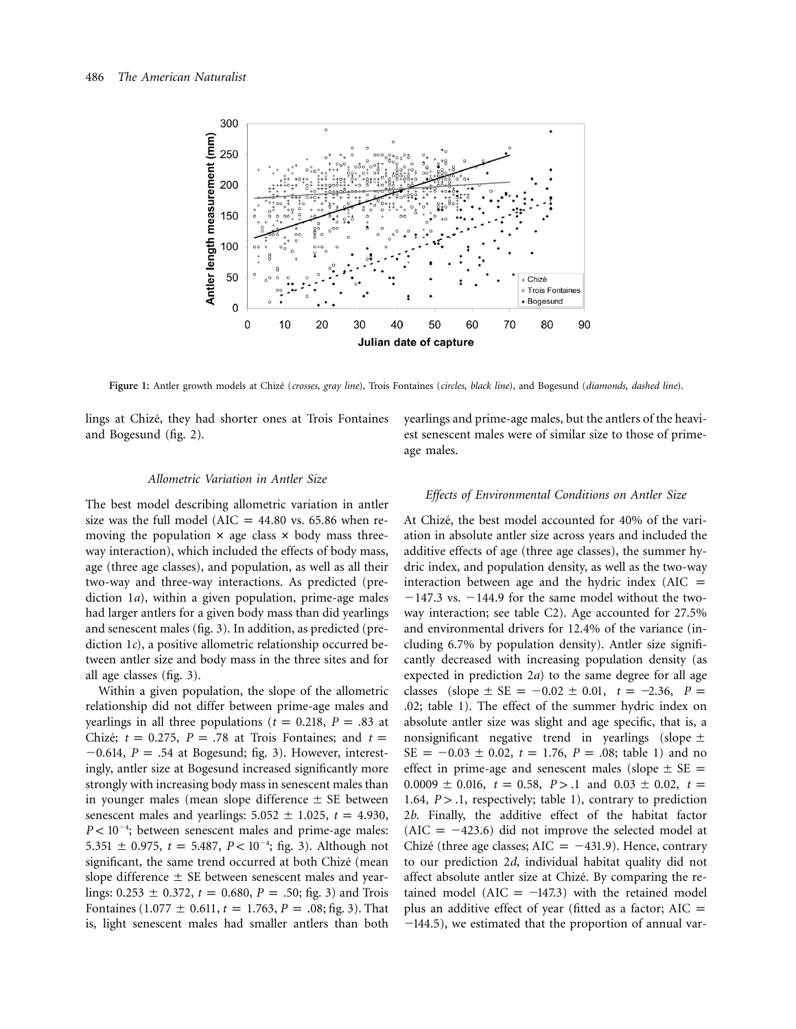Figure 1: Antler growth models at Chizé (*crosses*, *gray line*), Trois Fontaines (*circles*, *black line*), and Bogesund (*diamonds*, *dashed line*).

lings at Chizé, they had shorter ones at Trois Fontaines and Bogesund (fig. 2).

### *Allometric Variation in Antler Size*

The best model describing allometric variation in antler size was the full model (AIC = 44.80 vs. 65.86 when removing the population × age class × body mass three-way interaction), which included the effects of body mass, age (three age classes), and population, as well as all their two-way and three-way interactions. As predicted (prediction 1*a*), within a given population, prime-age males had larger antlers for a given body mass than did yearlings and senescent males (fig. 3). In addition, as predicted (prediction 1*c*), a positive allometric relationship occurred between antler size and body mass in the three sites and for all age classes (fig. 3).

Within a given population, the slope of the allometric relationship did not differ between prime-age males and yearlings in all three populations ($t = 0.218$, $P = .83$ at Chizé; $t = 0.275$, $P = .78$ at Trois Fontaines; and $t = -0.614$, $P = .54$ at Bogesund; fig. 3). However, interestingly, antler size at Bogesund increased significantly more strongly with increasing body mass in senescent males than in younger males (mean slope difference ± SE between senescent males and yearlings: $5.052 \pm 1.025$, $t = 4.930$, $P < 10^{-4}$; between senescent males and prime-age males: $5.351 \pm 0.975$, $t = 5.487$, $P < 10^{-4}$; fig. 3). Although not significant, the same trend occurred at both Chizé (mean slope difference ± SE between senescent males and yearlings: $0.253 \pm 0.372$, $t = 0.680$, $P = .50$; fig. 3) and Trois Fontaines ($1.077 \pm 0.611$, $t = 1.763$, $P = .08$; fig. 3). That is, light senescent males had smaller antlers than both yearlings and prime-age males, but the antlers of the heaviest senescent males were of similar size to those of prime-age males.

### *Effects of Environmental Conditions on Antler Size*

At Chizé, the best model accounted for 40% of the variation in absolute antler size across years and included the additive effects of age (three age classes), the summer hydric index, and population density, as well as the two-way interaction between age and the hydric index (AIC = −147.3 vs. −144.9 for the same model without the two-way interaction; see table C2). Age accounted for 27.5% and environmental drivers for 12.4% of the variance (including 6.7% by population density). Antler size significantly decreased with increasing population density (as expected in prediction 2*a*) to the same degree for all age classes (slope ± SE = $-0.02 \pm 0.01$, $t = -2.36$, $P = .02$; table 1). The effect of the summer hydric index on absolute antler size was slight and age specific, that is, a nonsignificant negative trend in yearlings (slope ± SE = $-0.03 \pm 0.02$, $t = 1.76$, $P = .08$; table 1) and no effect in prime-age and senescent males (slope ± SE = $0.0009 \pm 0.016$, $t = 0.58$, $P > .1$ and $0.03 \pm 0.02$, $t = 1.64$, $P > .1$, respectively; table 1), contrary to prediction 2*b*. Finally, the additive effect of the habitat factor (AIC = −423.6) did not improve the selected model at Chizé (three age classes; AIC = −431.9). Hence, contrary to our prediction 2*d*, individual habitat quality did not affect absolute antler size at Chizé. By comparing the retained model (AIC = −147.3) with the retained model plus an additive effect of year (fitted as a factor; AIC = −144.5), we estimated that the proportion of annual var-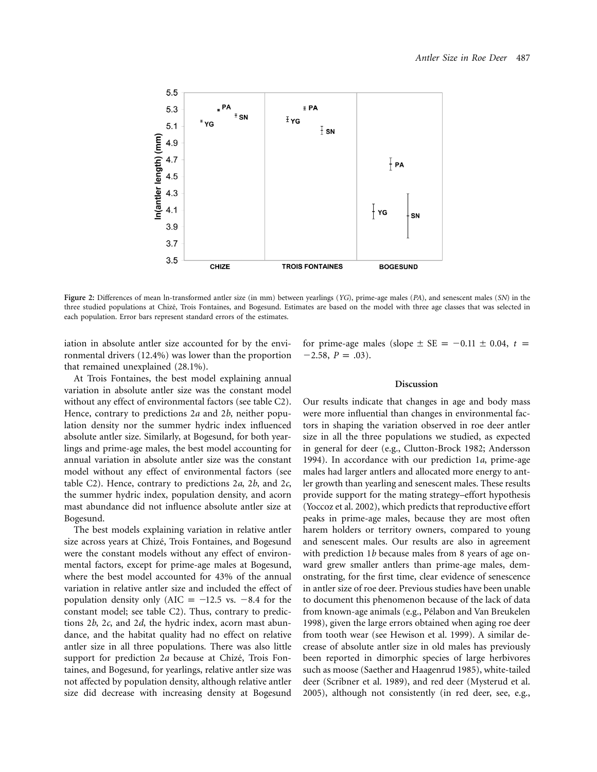**Figure 2:** Differences of mean ln-transformed antler size (in mm) between yearlings (*YG*), prime-age males (*PA*), and senescent males (*SN*) in the three studied populations at Chizé, Trois Fontaines, and Bogesund. Estimates are based on the model with three age classes that was selected in each population. Error bars represent standard errors of the estimates.

iation in absolute antler size accounted for by the environmental drivers (12.4%) was lower than the proportion that remained unexplained (28.1%).

At Trois Fontaines, the best model explaining annual variation in absolute antler size was the constant model without any effect of environmental factors (see table C2). Hence, contrary to predictions 2*a* and 2*b*, neither population density nor the summer hydric index influenced absolute antler size. Similarly, at Bogesund, for both yearlings and prime-age males, the best model accounting for annual variation in absolute antler size was the constant model without any effect of environmental factors (see table C2). Hence, contrary to predictions 2*a*, 2*b*, and 2*c*, the summer hydric index, population density, and acorn mast abundance did not influence absolute antler size at Bogesund.

The best models explaining variation in relative antler size across years at Chizé, Trois Fontaines, and Bogesund were the constant models without any effect of environmental factors, except for prime-age males at Bogesund, where the best model accounted for 43% of the annual variation in relative antler size and included the effect of population density only (AIC $= -12.5$ vs. $-8.4$ for the constant model; see table C2). Thus, contrary to predictions 2*b*, 2*c*, and 2*d*, the hydric index, acorn mast abundance, and the habitat quality had no effect on relative antler size in all three populations. There was also little support for prediction 2*a* because at Chizé, Trois Fontaines, and Bogesund, for yearlings, relative antler size was not affected by population density, although relative antler size did decrease with increasing density at Bogesund for prime-age males (slope $\pm$ SE $= -0.11 \pm 0.04$, $t = -2.58$, $P = .03$).

## Discussion

Our results indicate that changes in age and body mass were more influential than changes in environmental factors in shaping the variation observed in roe deer antler size in all the three populations we studied, as expected in general for deer (e.g., Clutton-Brock 1982; Andersson 1994). In accordance with our prediction 1*a*, prime-age males had larger antlers and allocated more energy to antler growth than yearling and senescent males. These results provide support for the mating strategy–effort hypothesis (Yoccoz et al. 2002), which predicts that reproductive effort peaks in prime-age males, because they are most often harem holders or territory owners, compared to young and senescent males. Our results are also in agreement with prediction 1*b* because males from 8 years of age onward grew smaller antlers than prime-age males, demonstrating, for the first time, clear evidence of senescence in antler size of roe deer. Previous studies have been unable to document this phenomenon because of the lack of data from known-age animals (e.g., Pélabon and Van Breukelen 1998), given the large errors obtained when aging roe deer from tooth wear (see Hewison et al. 1999). A similar decrease of absolute antler size in old males has previously been reported in dimorphic species of large herbivores such as moose (Saether and Haagenrud 1985), white-tailed deer (Scribner et al. 1989), and red deer (Mysterud et al. 2005), although not consistently (in red deer, see, e.g.,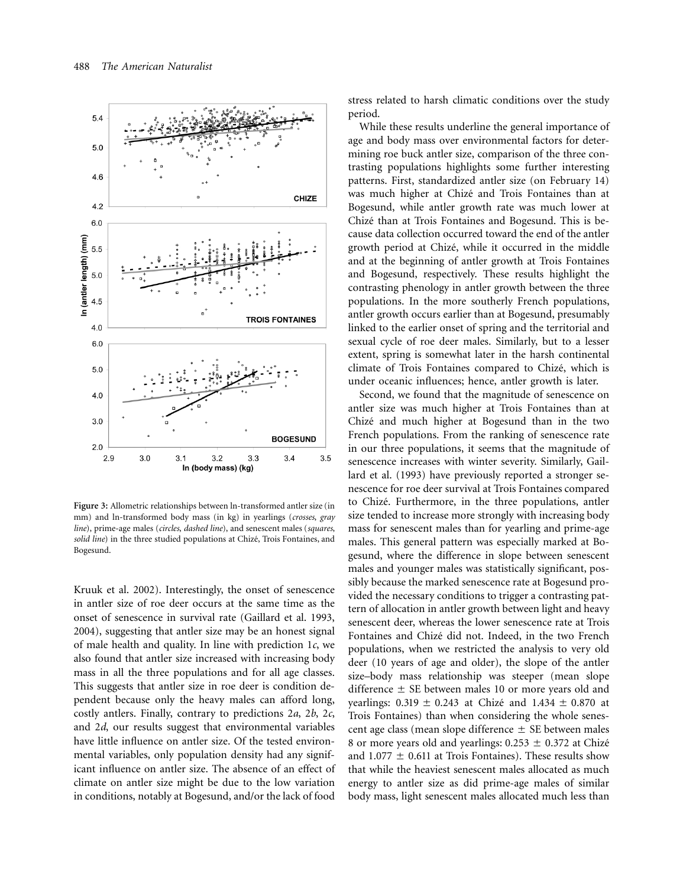5.4
5.0
4.6
4.2
CHIZE
6.0
5.5
5.0
4.5
4.0
TROIS FONTAINES
6.0
5.0
4.0
3.0
2.0
BOGESUND
ln (antler length) (mm)
2.9
3.0
3.1
3.2
3.3
3.4
3.5
ln (body mass) (kg)

**Figure 3:** Allometric relationships between ln-transformed antler size (in mm) and ln-transformed body mass (in kg) in yearlings (*crosses, gray line*), prime-age males (*circles, dashed line*), and senescent males (*squares, solid line*) in the three studied populations at Chizé, Trois Fontaines, and Bogesund.

Kruuk et al. 2002). Interestingly, the onset of senescence in antler size of roe deer occurs at the same time as the onset of senescence in survival rate (Gaillard et al. 1993, 2004), suggesting that antler size may be an honest signal of male health and quality. In line with prediction 1*c*, we also found that antler size increased with increasing body mass in all the three populations and for all age classes. This suggests that antler size in roe deer is condition dependent because only the heavy males can afford long, costly antlers. Finally, contrary to predictions 2*a*, 2*b*, 2*c*, and 2*d*, our results suggest that environmental variables have little influence on antler size. Of the tested environmental variables, only population density had any significant influence on antler size. The absence of an effect of climate on antler size might be due to the low variation in conditions, notably at Bogesund, and/or the lack of food stress related to harsh climatic conditions over the study period.

While these results underline the general importance of age and body mass over environmental factors for determining roe buck antler size, comparison of the three contrasting populations highlights some further interesting patterns. First, standardized antler size (on February 14) was much higher at Chizé and Trois Fontaines than at Bogesund, while antler growth rate was much lower at Chizé than at Trois Fontaines and Bogesund. This is because data collection occurred toward the end of the antler growth period at Chizé, while it occurred in the middle and at the beginning of antler growth at Trois Fontaines and Bogesund, respectively. These results highlight the contrasting phenology in antler growth between the three populations. In the more southerly French populations, antler growth occurs earlier than at Bogesund, presumably linked to the earlier onset of spring and the territorial and sexual cycle of roe deer males. Similarly, but to a lesser extent, spring is somewhat later in the harsh continental climate of Trois Fontaines compared to Chizé, which is under oceanic influences; hence, antler growth is later.

Second, we found that the magnitude of senescence on antler size was much higher at Trois Fontaines than at Chizé and much higher at Bogesund than in the two French populations. From the ranking of senescence rate in our three populations, it seems that the magnitude of senescence increases with winter severity. Similarly, Gaillard et al. (1993) have previously reported a stronger senescence for roe deer survival at Trois Fontaines compared to Chizé. Furthermore, in the three populations, antler size tended to increase more strongly with increasing body mass for senescent males than for yearling and prime-age males. This general pattern was especially marked at Bogesund, where the difference in slope between senescent males and younger males was statistically significant, possibly because the marked senescence rate at Bogesund provided the necessary conditions to trigger a contrasting pattern of allocation in antler growth between light and heavy senescent deer, whereas the lower senescence rate at Trois Fontaines and Chizé did not. Indeed, in the two French populations, when we restricted the analysis to very old deer (10 years of age and older), the slope of the antler size–body mass relationship was steeper (mean slope difference $\pm$ SE between males 10 or more years old and yearlings: $0.319 \pm 0.243$ at Chizé and $1.434 \pm 0.870$ at Trois Fontaines) than when considering the whole senescent age class (mean slope difference $\pm$ SE between males 8 or more years old and yearlings: $0.253 \pm 0.372$ at Chizé and $1.077 \pm 0.611$ at Trois Fontaines). These results show that while the heaviest senescent males allocated as much energy to antler size as did prime-age males of similar body mass, light senescent males allocated much less than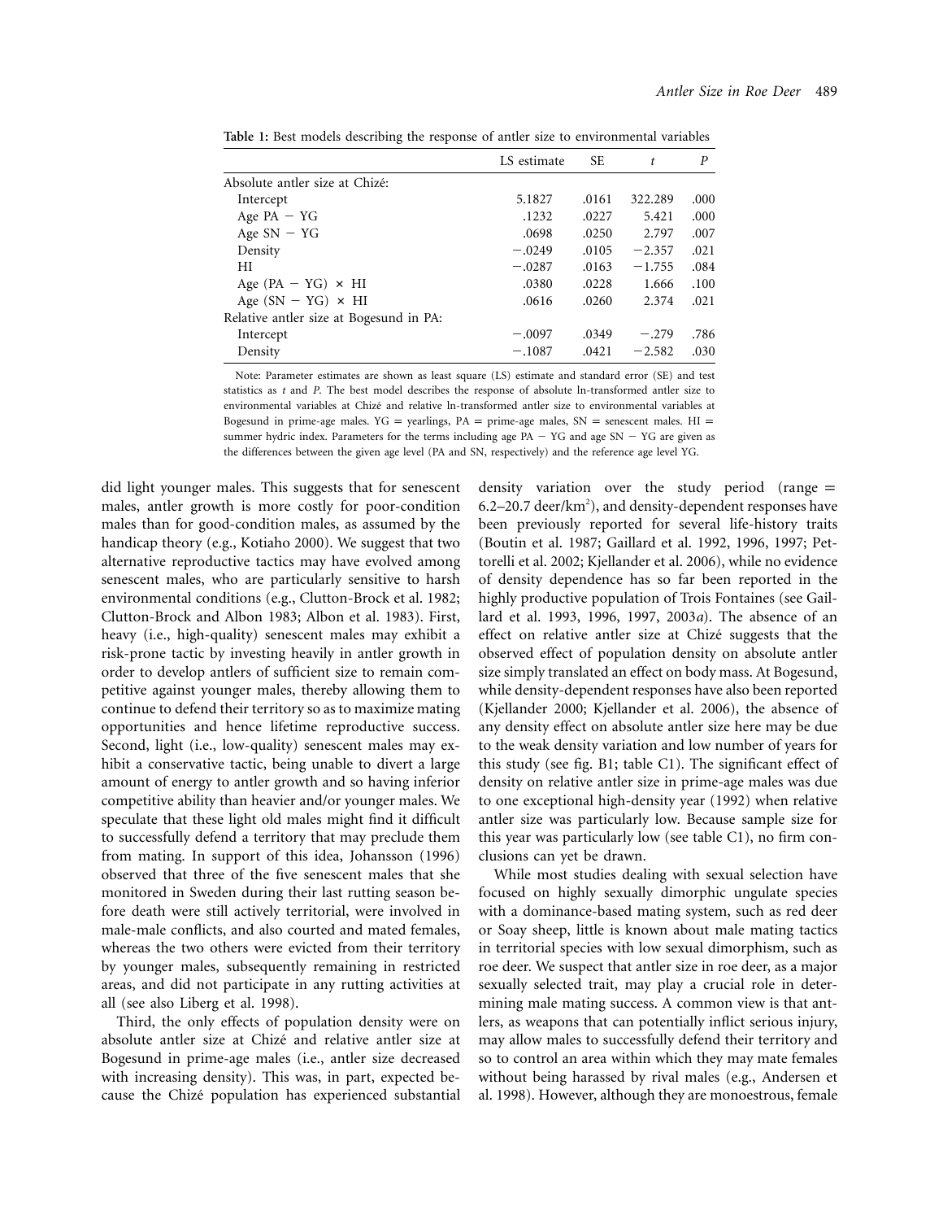**Table 1:** Best models describing the response of antler size to environmental variables

| | LS estimate | SE | $t$ | $P$ |
|---|---|---|---|---|
| Absolute antler size at Chizé: | | | | |
| Intercept | 5.1827 | .0161 | 322.289 | .000 |
| Age PA − YG | .1232 | .0227 | 5.421 | .000 |
| Age SN − YG | .0698 | .0250 | 2.797 | .007 |
| Density | −.0249 | .0105 | −2.357 | .021 |
| HI | −.0287 | .0163 | −1.755 | .084 |
| Age (PA − YG) × HI | .0380 | .0228 | 1.666 | .100 |
| Age (SN − YG) × HI | .0616 | .0260 | 2.374 | .021 |
| Relative antler size at Bogesund in PA: | | | | |
| Intercept | −.0097 | .0349 | −.279 | .786 |
| Density | −.1087 | .0421 | −2.582 | .030 |

Note: Parameter estimates are shown as least square (LS) estimate and standard error (SE) and test statistics as $t$ and $P$. The best model describes the response of absolute ln-transformed antler size to environmental variables at Chizé and relative ln-transformed antler size to environmental variables at Bogesund in prime-age males. YG = yearlings, PA = prime-age males, SN = senescent males. HI = summer hydric index. Parameters for the terms including age PA − YG and age SN − YG are given as the differences between the given age level (PA and SN, respectively) and the reference age level YG.

did light younger males. This suggests that for senescent males, antler growth is more costly for poor-condition males than for good-condition males, as assumed by the handicap theory (e.g., Kotiaho 2000). We suggest that two alternative reproductive tactics may have evolved among senescent males, who are particularly sensitive to harsh environmental conditions (e.g., Clutton-Brock et al. 1982; Clutton-Brock and Albon 1983; Albon et al. 1983). First, heavy (i.e., high-quality) senescent males may exhibit a risk-prone tactic by investing heavily in antler growth in order to develop antlers of sufficient size to remain competitive against younger males, thereby allowing them to continue to defend their territory so as to maximize mating opportunities and hence lifetime reproductive success. Second, light (i.e., low-quality) senescent males may exhibit a conservative tactic, being unable to divert a large amount of energy to antler growth and so having inferior competitive ability than heavier and/or younger males. We speculate that these light old males might find it difficult to successfully defend a territory that may preclude them from mating. In support of this idea, Johansson (1996) observed that three of the five senescent males that she monitored in Sweden during their last rutting season before death were still actively territorial, were involved in male-male conflicts, and also courted and mated females, whereas the two others were evicted from their territory by younger males, subsequently remaining in restricted areas, and did not participate in any rutting activities at all (see also Liberg et al. 1998).

Third, the only effects of population density were on absolute antler size at Chizé and relative antler size at Bogesund in prime-age males (i.e., antler size decreased with increasing density). This was, in part, expected because the Chizé population has experienced substantial density variation over the study period (range = 6.2–20.7 deer/km$^2$), and density-dependent responses have been previously reported for several life-history traits (Boutin et al. 1987; Gaillard et al. 1992, 1996, 1997; Pettorelli et al. 2002; Kjellander et al. 2006), while no evidence of density dependence has so far been reported in the highly productive population of Trois Fontaines (see Gaillard et al. 1993, 1996, 1997, 2003*a*). The absence of an effect on relative antler size at Chizé suggests that the observed effect of population density on absolute antler size simply translated an effect on body mass. At Bogesund, while density-dependent responses have also been reported (Kjellander 2000; Kjellander et al. 2006), the absence of any density effect on absolute antler size here may be due to the weak density variation and low number of years for this study (see fig. B1; table C1). The significant effect of density on relative antler size in prime-age males was due to one exceptional high-density year (1992) when relative antler size was particularly low. Because sample size for this year was particularly low (see table C1), no firm conclusions can yet be drawn.

While most studies dealing with sexual selection have focused on highly sexually dimorphic ungulate species with a dominance-based mating system, such as red deer or Soay sheep, little is known about male mating tactics in territorial species with low sexual dimorphism, such as roe deer. We suspect that antler size in roe deer, as a major sexually selected trait, may play a crucial role in determining male mating success. A common view is that antlers, as weapons that can potentially inflict serious injury, may allow males to successfully defend their territory and so to control an area within which they may mate females without being harassed by rival males (e.g., Andersen et al. 1998). However, although they are monoestrous, female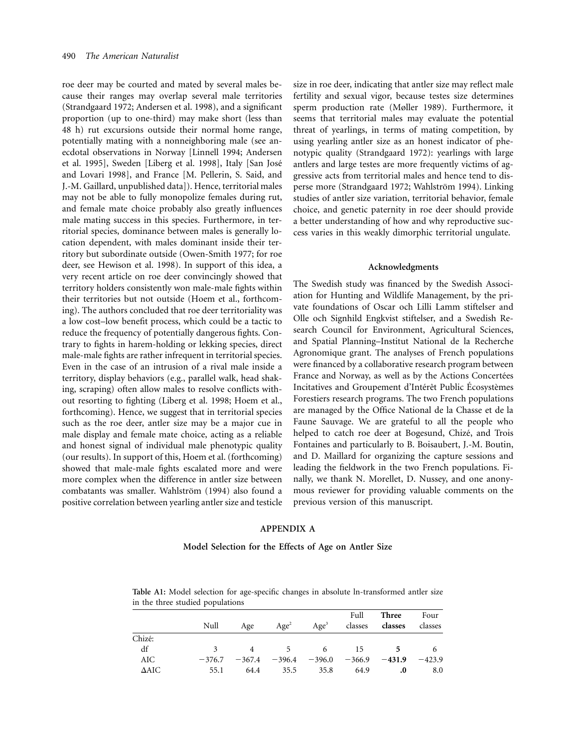roe deer may be courted and mated by several males because their ranges may overlap several male territories (Strandgaard 1972; Andersen et al. 1998), and a significant proportion (up to one-third) may make short (less than 48 h) rut excursions outside their normal home range, potentially mating with a nonneighboring male (see anecdotal observations in Norway [Linnell 1994; Andersen et al. 1995], Sweden [Liberg et al. 1998], Italy [San José and Lovari 1998], and France [M. Pellerin, S. Said, and J.-M. Gaillard, unpublished data]). Hence, territorial males may not be able to fully monopolize females during rut, and female mate choice probably also greatly influences male mating success in this species. Furthermore, in territorial species, dominance between males is generally location dependent, with males dominant inside their territory but subordinate outside (Owen-Smith 1977; for roe deer, see Hewison et al. 1998). In support of this idea, a very recent article on roe deer convincingly showed that territory holders consistently won male-male fights within their territories but not outside (Hoem et al., forthcoming). The authors concluded that roe deer territoriality was a low cost–low benefit process, which could be a tactic to reduce the frequency of potentially dangerous fights. Contrary to fights in harem-holding or lekking species, direct male-male fights are rather infrequent in territorial species. Even in the case of an intrusion of a rival male inside a territory, display behaviors (e.g., parallel walk, head shaking, scraping) often allow males to resolve conflicts without resorting to fighting (Liberg et al. 1998; Hoem et al., forthcoming). Hence, we suggest that in territorial species such as the roe deer, antler size may be a major cue in male display and female mate choice, acting as a reliable and honest signal of individual male phenotypic quality (our results). In support of this, Hoem et al. (forthcoming) showed that male-male fights escalated more and were more complex when the difference in antler size between combatants was smaller. Wahlström (1994) also found a positive correlation between yearling antler size and testicle size in roe deer, indicating that antler size may reflect male fertility and sexual vigor, because testes size determines sperm production rate (Møller 1989). Furthermore, it seems that territorial males may evaluate the potential threat of yearlings, in terms of mating competition, by using yearling antler size as an honest indicator of phenotypic quality (Strandgaard 1972): yearlings with large antlers and large testes are more frequently victims of aggressive acts from territorial males and hence tend to disperse more (Strandgaard 1972; Wahlström 1994). Linking studies of antler size variation, territorial behavior, female choice, and genetic paternity in roe deer should provide a better understanding of how and why reproductive success varies in this weakly dimorphic territorial ungulate.

## Acknowledgments

The Swedish study was financed by the Swedish Association for Hunting and Wildlife Management, by the private foundations of Oscar och Lilli Lamm stiftelser and Olle och Signhild Engkvist stiftelser, and a Swedish Research Council for Environment, Agricultural Sciences, and Spatial Planning–Institut National de la Recherche Agronomique grant. The analyses of French populations were financed by a collaborative research program between France and Norway, as well as by the Actions Concertées Incitatives and Groupement d'Intérêt Public Écosystèmes Forestiers research programs. The two French populations are managed by the Office National de la Chasse et de la Faune Sauvage. We are grateful to all the people who helped to catch roe deer at Bogesund, Chizé, and Trois Fontaines and particularly to B. Boisaubert, J.-M. Boutin, and D. Maillard for organizing the capture sessions and leading the fieldwork in the two French populations. Finally, we thank N. Morellet, D. Nussey, and one anonymous reviewer for providing valuable comments on the previous version of this manuscript.

## APPENDIX A

### Model Selection for the Effects of Age on Antler Size

**Table A1:** Model selection for age-specific changes in absolute ln-transformed antler size in the three studied populations

| | Null | Age | Age$^2$ | Age$^3$ | Full classes | **Three classes** | Four classes |
|---|---|---|---|---|---|---|---|
| Chizé: | | | | | | | |
| df | 3 | 4 | 5 | 6 | 15 | **5** | 6 |
| AIC | −376.7 | −367.4 | −396.4 | −396.0 | −366.9 | **−431.9** | −423.9 |
| ΔAIC | 55.1 | 64.4 | 35.5 | 35.8 | 64.9 | **.0** | 8.0 |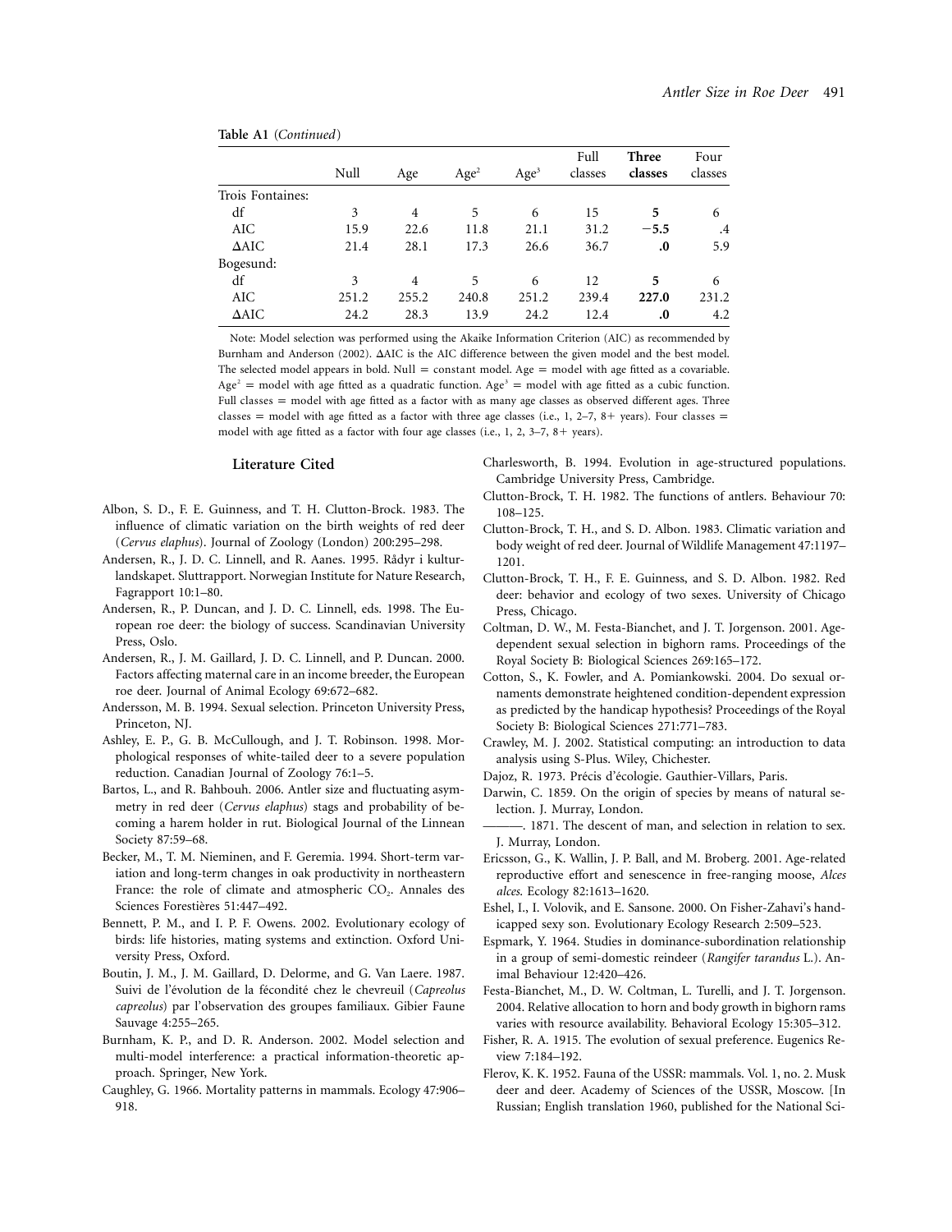**Table A1** (*Continued*)

| | Null | Age | Age$^2$ | Age$^3$ | Full classes | **Three classes** | Four classes |
|---|---|---|---|---|---|---|---|
| Trois Fontaines: | | | | | | | |
| df | 3 | 4 | 5 | 6 | 15 | **5** | 6 |
| AIC | 15.9 | 22.6 | 11.8 | 21.1 | 31.2 | **−5.5** | .4 |
| ΔAIC | 21.4 | 28.1 | 17.3 | 26.6 | 36.7 | **.0** | 5.9 |
| Bogesund: | | | | | | | |
| df | 3 | 4 | 5 | 6 | 12 | **5** | 6 |
| AIC | 251.2 | 255.2 | 240.8 | 251.2 | 239.4 | **227.0** | 231.2 |
| ΔAIC | 24.2 | 28.3 | 13.9 | 24.2 | 12.4 | **.0** | 4.2 |

Note: Model selection was performed using the Akaike Information Criterion (AIC) as recommended by Burnham and Anderson (2002). ΔAIC is the AIC difference between the given model and the best model. The selected model appears in bold. Null = constant model. Age = model with age fitted as a covariable. Age$^2$ = model with age fitted as a quadratic function. Age$^3$ = model with age fitted as a cubic function. Full classes = model with age fitted as a factor with as many age classes as observed different ages. Three classes = model with age fitted as a factor with three age classes (i.e., 1, 2–7, 8+ years). Four classes = model with age fitted as a factor with four age classes (i.e., 1, 2, 3–7, 8+ years).

## Literature Cited

Albon, S. D., F. E. Guinness, and T. H. Clutton-Brock. 1983. The influence of climatic variation on the birth weights of red deer (*Cervus elaphus*). Journal of Zoology (London) 200:295–298.

Andersen, R., J. D. C. Linnell, and R. Aanes. 1995. Rådyr i kulturlandskapet. Sluttrapport. Norwegian Institute for Nature Research, Fagrapport 10:1–80.

Andersen, R., P. Duncan, and J. D. C. Linnell, eds. 1998. The European roe deer: the biology of success. Scandinavian University Press, Oslo.

Andersen, R., J. M. Gaillard, J. D. C. Linnell, and P. Duncan. 2000. Factors affecting maternal care in an income breeder, the European roe deer. Journal of Animal Ecology 69:672–682.

Andersson, M. B. 1994. Sexual selection. Princeton University Press, Princeton, NJ.

Ashley, E. P., G. B. McCullough, and J. T. Robinson. 1998. Morphological responses of white-tailed deer to a severe population reduction. Canadian Journal of Zoology 76:1–5.

Bartos, L., and R. Bahbouh. 2006. Antler size and fluctuating asymmetry in red deer (*Cervus elaphus*) stags and probability of becoming a harem holder in rut. Biological Journal of the Linnean Society 87:59–68.

Becker, M., T. M. Nieminen, and F. Geremia. 1994. Short-term variation and long-term changes in oak productivity in northeastern France: the role of climate and atmospheric $CO_2$. Annales des Sciences Forestières 51:447–492.

Bennett, P. M., and I. P. F. Owens. 2002. Evolutionary ecology of birds: life histories, mating systems and extinction. Oxford University Press, Oxford.

Boutin, J. M., J. M. Gaillard, D. Delorme, and G. Van Laere. 1987. Suivi de l'évolution de la fécondité chez le chevreuil (*Capreolus capreolus*) par l'observation des groupes familiaux. Gibier Faune Sauvage 4:255–265.

Burnham, K. P., and D. R. Anderson. 2002. Model selection and multi-model interference: a practical information-theoretic approach. Springer, New York.

Caughley, G. 1966. Mortality patterns in mammals. Ecology 47:906–918.

Charlesworth, B. 1994. Evolution in age-structured populations. Cambridge University Press, Cambridge.

Clutton-Brock, T. H. 1982. The functions of antlers. Behaviour 70: 108–125.

Clutton-Brock, T. H., and S. D. Albon. 1983. Climatic variation and body weight of red deer. Journal of Wildlife Management 47:1197–1201.

Clutton-Brock, T. H., F. E. Guinness, and S. D. Albon. 1982. Red deer: behavior and ecology of two sexes. University of Chicago Press, Chicago.

Coltman, D. W., M. Festa-Bianchet, and J. T. Jorgenson. 2001. Age-dependent sexual selection in bighorn rams. Proceedings of the Royal Society B: Biological Sciences 269:165–172.

Cotton, S., K. Fowler, and A. Pomiankowski. 2004. Do sexual ornaments demonstrate heightened condition-dependent expression as predicted by the handicap hypothesis? Proceedings of the Royal Society B: Biological Sciences 271:771–783.

Crawley, M. J. 2002. Statistical computing: an introduction to data analysis using S-Plus. Wiley, Chichester.

Dajoz, R. 1973. Précis d'écologie. Gauthier-Villars, Paris.

Darwin, C. 1859. On the origin of species by means of natural selection. J. Murray, London.

———. 1871. The descent of man, and selection in relation to sex. J. Murray, London.

Ericsson, G., K. Wallin, J. P. Ball, and M. Broberg. 2001. Age-related reproductive effort and senescence in free-ranging moose, *Alces alces*. Ecology 82:1613–1620.

Eshel, I., I. Volovik, and E. Sansone. 2000. On Fisher-Zahavi's handicapped sexy son. Evolutionary Ecology Research 2:509–523.

Espmark, Y. 1964. Studies in dominance-subordination relationship in a group of semi-domestic reindeer (*Rangifer tarandus* L.). Animal Behaviour 12:420–426.

Festa-Bianchet, M., D. W. Coltman, L. Turelli, and J. T. Jorgenson. 2004. Relative allocation to horn and body growth in bighorn rams varies with resource availability. Behavioral Ecology 15:305–312.

Fisher, R. A. 1915. The evolution of sexual preference. Eugenics Review 7:184–192.

Flerov, K. K. 1952. Fauna of the USSR: mammals. Vol. 1, no. 2. Musk deer and deer. Academy of Sciences of the USSR, Moscow. [In Russian; English translation 1960, published for the National Sci-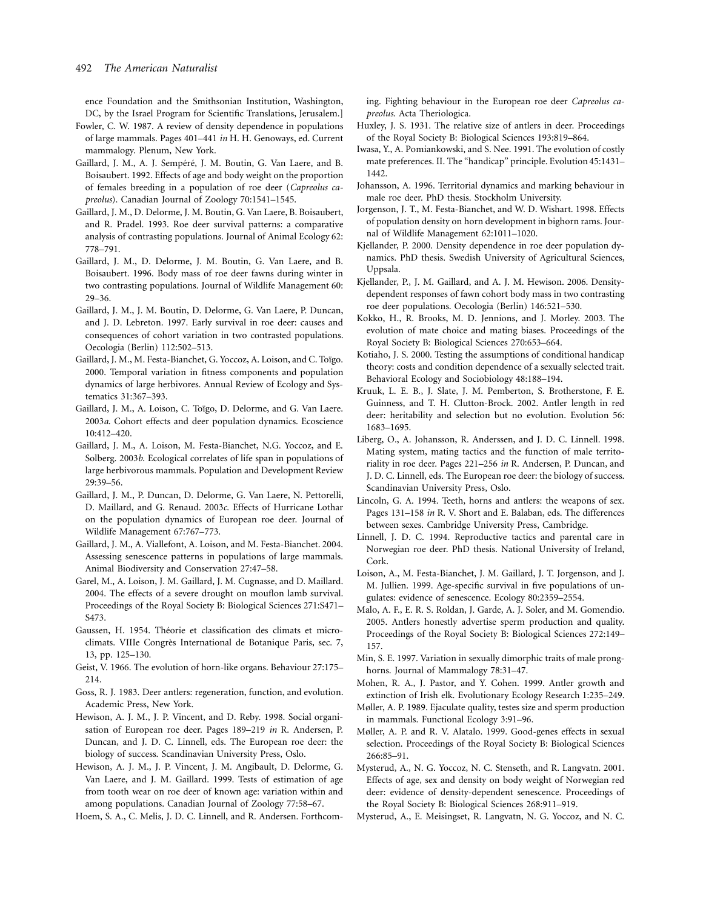ence Foundation and the Smithsonian Institution, Washington, DC, by the Israel Program for Scientific Translations, Jerusalem.]

Fowler, C. W. 1987. A review of density dependence in populations of large mammals. Pages 401–441 *in* H. H. Genoways, ed. Current mammalogy. Plenum, New York.

Gaillard, J. M., A. J. Sempéré, J. M. Boutin, G. Van Laere, and B. Boisaubert. 1992. Effects of age and body weight on the proportion of females breeding in a population of roe deer (*Capreolus capreolus*). Canadian Journal of Zoology 70:1541–1545.

Gaillard, J. M., D. Delorme, J. M. Boutin, G. Van Laere, B. Boisaubert, and R. Pradel. 1993. Roe deer survival patterns: a comparative analysis of contrasting populations. Journal of Animal Ecology 62: 778–791.

Gaillard, J. M., D. Delorme, J. M. Boutin, G. Van Laere, and B. Boisaubert. 1996. Body mass of roe deer fawns during winter in two contrasting populations. Journal of Wildlife Management 60: 29–36.

Gaillard, J. M., J. M. Boutin, D. Delorme, G. Van Laere, P. Duncan, and J. D. Lebreton. 1997. Early survival in roe deer: causes and consequences of cohort variation in two contrasted populations. Oecologia (Berlin) 112:502–513.

Gaillard, J. M., M. Festa-Bianchet, G. Yoccoz, A. Loison, and C. Toïgo. 2000. Temporal variation in fitness components and population dynamics of large herbivores. Annual Review of Ecology and Systematics 31:367–393.

Gaillard, J. M., A. Loison, C. Toïgo, D. Delorme, and G. Van Laere. 2003*a*. Cohort effects and deer population dynamics. Ecoscience 10:412–420.

Gaillard, J. M., A. Loison, M. Festa-Bianchet, N.G. Yoccoz, and E. Solberg. 2003*b*. Ecological correlates of life span in populations of large herbivorous mammals. Population and Development Review 29:39–56.

Gaillard, J. M., P. Duncan, D. Delorme, G. Van Laere, N. Pettorelli, D. Maillard, and G. Renaud. 2003*c*. Effects of Hurricane Lothar on the population dynamics of European roe deer. Journal of Wildlife Management 67:767–773.

Gaillard, J. M., A. Viallefont, A. Loison, and M. Festa-Bianchet. 2004. Assessing senescence patterns in populations of large mammals. Animal Biodiversity and Conservation 27:47–58.

Garel, M., A. Loison, J. M. Gaillard, J. M. Cugnasse, and D. Maillard. 2004. The effects of a severe drought on mouflon lamb survival. Proceedings of the Royal Society B: Biological Sciences 271:S471–S473.

Gaussen, H. 1954. Théorie et classification des climats et microclimats. VIIIe Congrès International de Botanique Paris, sec. 7, 13, pp. 125–130.

Geist, V. 1966. The evolution of horn-like organs. Behaviour 27:175–214.

Goss, R. J. 1983. Deer antlers: regeneration, function, and evolution. Academic Press, New York.

Hewison, A. J. M., J. P. Vincent, and D. Reby. 1998. Social organisation of European roe deer. Pages 189–219 *in* R. Andersen, P. Duncan, and J. D. C. Linnell, eds. The European roe deer: the biology of success. Scandinavian University Press, Oslo.

Hewison, A. J. M., J. P. Vincent, J. M. Angibault, D. Delorme, G. Van Laere, and J. M. Gaillard. 1999. Tests of estimation of age from tooth wear on roe deer of known age: variation within and among populations. Canadian Journal of Zoology 77:58–67.

Hoem, S. A., C. Melis, J. D. C. Linnell, and R. Andersen. Forthcoming. Fighting behaviour in the European roe deer *Capreolus capreolus*. Acta Theriologica.

Huxley, J. S. 1931. The relative size of antlers in deer. Proceedings of the Royal Society B: Biological Sciences 193:819–864.

Iwasa, Y., A. Pomiankowski, and S. Nee. 1991. The evolution of costly mate preferences. II. The "handicap" principle. Evolution 45:1431–1442.

Johansson, A. 1996. Territorial dynamics and marking behaviour in male roe deer. PhD thesis. Stockholm University.

Jorgenson, J. T., M. Festa-Bianchet, and W. D. Wishart. 1998. Effects of population density on horn development in bighorn rams. Journal of Wildlife Management 62:1011–1020.

Kjellander, P. 2000. Density dependence in roe deer population dynamics. PhD thesis. Swedish University of Agricultural Sciences, Uppsala.

Kjellander, P., J. M. Gaillard, and A. J. M. Hewison. 2006. Density-dependent responses of fawn cohort body mass in two contrasting roe deer populations. Oecologia (Berlin) 146:521–530.

Kokko, H., R. Brooks, M. D. Jennions, and J. Morley. 2003. The evolution of mate choice and mating biases. Proceedings of the Royal Society B: Biological Sciences 270:653–664.

Kotiaho, J. S. 2000. Testing the assumptions of conditional handicap theory: costs and condition dependence of a sexually selected trait. Behavioral Ecology and Sociobiology 48:188–194.

Kruuk, L. E. B., J. Slate, J. M. Pemberton, S. Brotherstone, F. E. Guinness, and T. H. Clutton-Brock. 2002. Antler length in red deer: heritability and selection but no evolution. Evolution 56: 1683–1695.

Liberg, O., A. Johansson, R. Anderssen, and J. D. C. Linnell. 1998. Mating system, mating tactics and the function of male territoriality in roe deer. Pages 221–256 *in* R. Andersen, P. Duncan, and J. D. C. Linnell, eds. The European roe deer: the biology of success. Scandinavian University Press, Oslo.

Lincoln, G. A. 1994. Teeth, horns and antlers: the weapons of sex. Pages 131–158 *in* R. V. Short and E. Balaban, eds. The differences between sexes. Cambridge University Press, Cambridge.

Linnell, J. D. C. 1994. Reproductive tactics and parental care in Norwegian roe deer. PhD thesis. National University of Ireland, Cork.

Loison, A., M. Festa-Bianchet, J. M. Gaillard, J. T. Jorgenson, and J. M. Jullien. 1999. Age-specific survival in five populations of ungulates: evidence of senescence. Ecology 80:2359–2554.

Malo, A. F., E. R. S. Roldan, J. Garde, A. J. Soler, and M. Gomendio. 2005. Antlers honestly advertise sperm production and quality. Proceedings of the Royal Society B: Biological Sciences 272:149–157.

Min, S. E. 1997. Variation in sexually dimorphic traits of male pronghorns. Journal of Mammalogy 78:31–47.

Mohen, R. A., J. Pastor, and Y. Cohen. 1999. Antler growth and extinction of Irish elk. Evolutionary Ecology Research 1:235–249.

Møller, A. P. 1989. Ejaculate quality, testes size and sperm production in mammals. Functional Ecology 3:91–96.

Møller, A. P. and R. V. Alatalo. 1999. Good-genes effects in sexual selection. Proceedings of the Royal Society B: Biological Sciences 266:85–91.

Mysterud, A., N. G. Yoccoz, N. C. Stenseth, and R. Langvatn. 2001. Effects of age, sex and density on body weight of Norwegian red deer: evidence of density-dependent senescence. Proceedings of the Royal Society B: Biological Sciences 268:911–919.

Mysterud, A., E. Meisingset, R. Langvatn, N. G. Yoccoz, and N. C.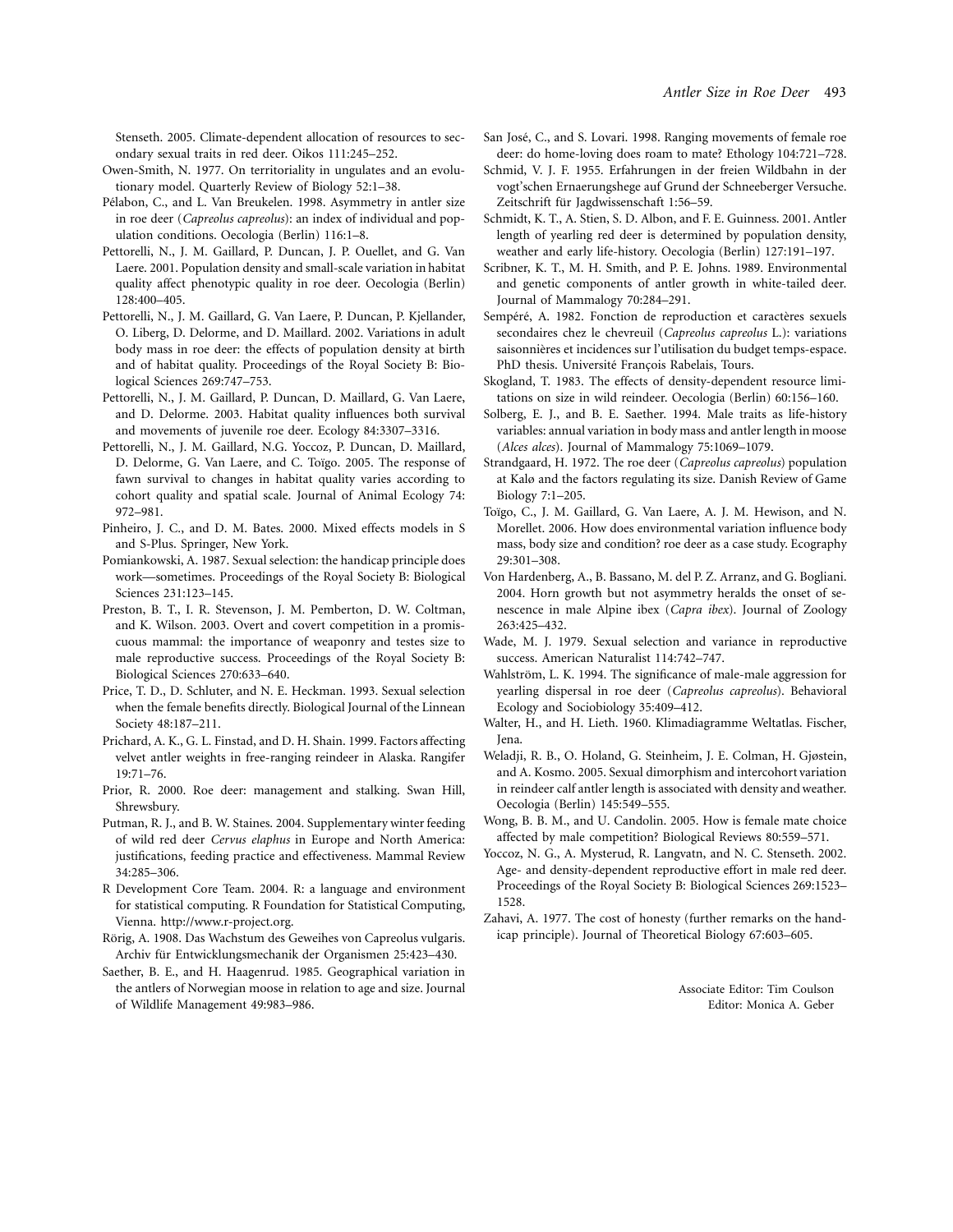Stenseth. 2005. Climate-dependent allocation of resources to secondary sexual traits in red deer. Oikos 111:245–252.

Owen-Smith, N. 1977. On territoriality in ungulates and an evolutionary model. Quarterly Review of Biology 52:1–38.

Pélabon, C., and L. Van Breukelen. 1998. Asymmetry in antler size in roe deer (*Capreolus capreolus*): an index of individual and population conditions. Oecologia (Berlin) 116:1–8.

Pettorelli, N., J. M. Gaillard, P. Duncan, J. P. Ouellet, and G. Van Laere. 2001. Population density and small-scale variation in habitat quality affect phenotypic quality in roe deer. Oecologia (Berlin) 128:400–405.

Pettorelli, N., J. M. Gaillard, G. Van Laere, P. Duncan, P. Kjellander, O. Liberg, D. Delorme, and D. Maillard. 2002. Variations in adult body mass in roe deer: the effects of population density at birth and of habitat quality. Proceedings of the Royal Society B: Biological Sciences 269:747–753.

Pettorelli, N., J. M. Gaillard, P. Duncan, D. Maillard, G. Van Laere, and D. Delorme. 2003. Habitat quality influences both survival and movements of juvenile roe deer. Ecology 84:3307–3316.

Pettorelli, N., J. M. Gaillard, N.G. Yoccoz, P. Duncan, D. Maillard, D. Delorme, G. Van Laere, and C. Toïgo. 2005. The response of fawn survival to changes in habitat quality varies according to cohort quality and spatial scale. Journal of Animal Ecology 74:972–981.

Pinheiro, J. C., and D. M. Bates. 2000. Mixed effects models in S and S-Plus. Springer, New York.

Pomiankowski, A. 1987. Sexual selection: the handicap principle does work—sometimes. Proceedings of the Royal Society B: Biological Sciences 231:123–145.

Preston, B. T., I. R. Stevenson, J. M. Pemberton, D. W. Coltman, and K. Wilson. 2003. Overt and covert competition in a promiscuous mammal: the importance of weaponry and testes size to male reproductive success. Proceedings of the Royal Society B: Biological Sciences 270:633–640.

Price, T. D., D. Schluter, and N. E. Heckman. 1993. Sexual selection when the female benefits directly. Biological Journal of the Linnean Society 48:187–211.

Prichard, A. K., G. L. Finstad, and D. H. Shain. 1999. Factors affecting velvet antler weights in free-ranging reindeer in Alaska. Rangifer 19:71–76.

Prior, R. 2000. Roe deer: management and stalking. Swan Hill, Shrewsbury.

Putman, R. J., and B. W. Staines. 2004. Supplementary winter feeding of wild red deer *Cervus elaphus* in Europe and North America: justifications, feeding practice and effectiveness. Mammal Review 34:285–306.

R Development Core Team. 2004. R: a language and environment for statistical computing. R Foundation for Statistical Computing, Vienna. http://www.r-project.org.

Rörig, A. 1908. Das Wachstum des Geweihes von Capreolus vulgaris. Archiv für Entwicklungsmechanik der Organismen 25:423–430.

Saether, B. E., and H. Haagenrud. 1985. Geographical variation in the antlers of Norwegian moose in relation to age and size. Journal of Wildlife Management 49:983–986.

San José, C., and S. Lovari. 1998. Ranging movements of female roe deer: do home-loving does roam to mate? Ethology 104:721–728.

Schmid, V. J. F. 1955. Erfahrungen in der freien Wildbahn in der vogt'schen Ernaerungshege auf Grund der Schneeberger Versuche. Zeitschrift für Jagdwissenschaft 1:56–59.

Schmidt, K. T., A. Stien, S. D. Albon, and F. E. Guinness. 2001. Antler length of yearling red deer is determined by population density, weather and early life-history. Oecologia (Berlin) 127:191–197.

Scribner, K. T., M. H. Smith, and P. E. Johns. 1989. Environmental and genetic components of antler growth in white-tailed deer. Journal of Mammalogy 70:284–291.

Sempéré, A. 1982. Fonction de reproduction et caractères sexuels secondaires chez le chevreuil (*Capreolus capreolus* L.): variations saisonnières et incidences sur l'utilisation du budget temps-espace. PhD thesis. Université François Rabelais, Tours.

Skogland, T. 1983. The effects of density-dependent resource limitations on size in wild reindeer. Oecologia (Berlin) 60:156–160.

Solberg, E. J., and B. E. Saether. 1994. Male traits as life-history variables: annual variation in body mass and antler length in moose (*Alces alces*). Journal of Mammalogy 75:1069–1079.

Strandgaard, H. 1972. The roe deer (*Capreolus capreolus*) population at Kalø and the factors regulating its size. Danish Review of Game Biology 7:1–205.

Toïgo, C., J. M. Gaillard, G. Van Laere, A. J. M. Hewison, and N. Morellet. 2006. How does environmental variation influence body mass, body size and condition? roe deer as a case study. Ecography 29:301–308.

Von Hardenberg, A., B. Bassano, M. del P. Z. Arranz, and G. Bogliani. 2004. Horn growth but not asymmetry heralds the onset of senescence in male Alpine ibex (*Capra ibex*). Journal of Zoology 263:425–432.

Wade, M. J. 1979. Sexual selection and variance in reproductive success. American Naturalist 114:742–747.

Wahlström, L. K. 1994. The significance of male-male aggression for yearling dispersal in roe deer (*Capreolus capreolus*). Behavioral Ecology and Sociobiology 35:409–412.

Walter, H., and H. Lieth. 1960. Klimadiagramme Weltatlas. Fischer, Jena.

Weladji, R. B., O. Holand, G. Steinheim, J. E. Colman, H. Gjøstein, and A. Kosmo. 2005. Sexual dimorphism and intercohort variation in reindeer calf antler length is associated with density and weather. Oecologia (Berlin) 145:549–555.

Wong, B. B. M., and U. Candolin. 2005. How is female mate choice affected by male competition? Biological Reviews 80:559–571.

Yoccoz, N. G., A. Mysterud, R. Langvatn, and N. C. Stenseth. 2002. Age- and density-dependent reproductive effort in male red deer. Proceedings of the Royal Society B: Biological Sciences 269:1523–1528.

Zahavi, A. 1977. The cost of honesty (further remarks on the handicap principle). Journal of Theoretical Biology 67:603–605.

Associate Editor: Tim Coulson
Editor: Monica A. Geber